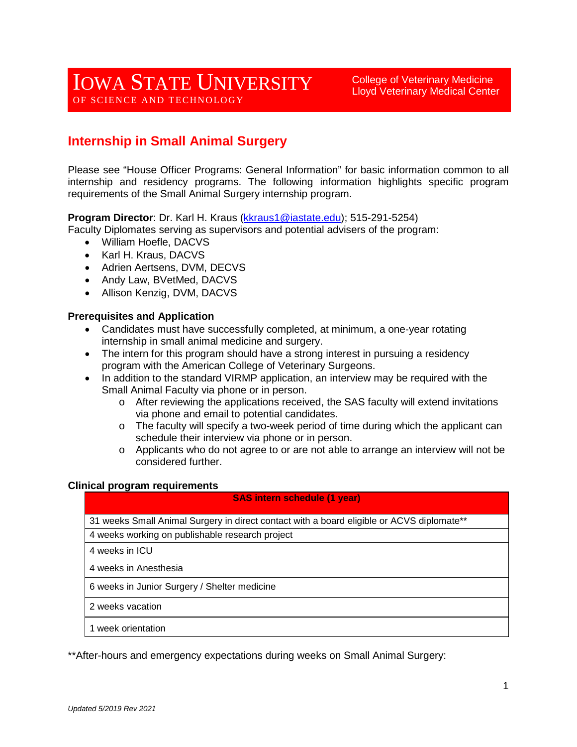# Iowa State University
OF SCIENCE AND TECHNOLOGY

College of Veterinary Medicine
Lloyd Veterinary Medical Center

## Internship in Small Animal Surgery

Please see "House Officer Programs: General Information" for basic information common to all internship and residency programs. The following information highlights specific program requirements of the Small Animal Surgery internship program.

**Program Director**: Dr. Karl H. Kraus (kkraus1@iastate.edu); 515-291-5254)
Faculty Diplomates serving as supervisors and potential advisers of the program:

- William Hoefle, DACVS
- Karl H. Kraus, DACVS
- Adrien Aertsens, DVM, DECVS
- Andy Law, BVetMed, DACVS
- Allison Kenzig, DVM, DACVS

### Prerequisites and Application

- Candidates must have successfully completed, at minimum, a one-year rotating internship in small animal medicine and surgery.
- The intern for this program should have a strong interest in pursuing a residency program with the American College of Veterinary Surgeons.
- In addition to the standard VIRMP application, an interview may be required with the Small Animal Faculty via phone or in person.
  - After reviewing the applications received, the SAS faculty will extend invitations via phone and email to potential candidates.
  - The faculty will specify a two-week period of time during which the applicant can schedule their interview via phone or in person.
  - Applicants who do not agree to or are not able to arrange an interview will not be considered further.

### Clinical program requirements

| SAS intern schedule (1 year) |
|---|
| 31 weeks Small Animal Surgery in direct contact with a board eligible or ACVS diplomate** |
| 4 weeks working on publishable research project |
| 4 weeks in ICU |
| 4 weeks in Anesthesia |
| 6 weeks in Junior Surgery / Shelter medicine |
| 2 weeks vacation |
| 1 week orientation |

**After-hours and emergency expectations during weeks on Small Animal Surgery:

*Updated 5/2019 Rev 2021*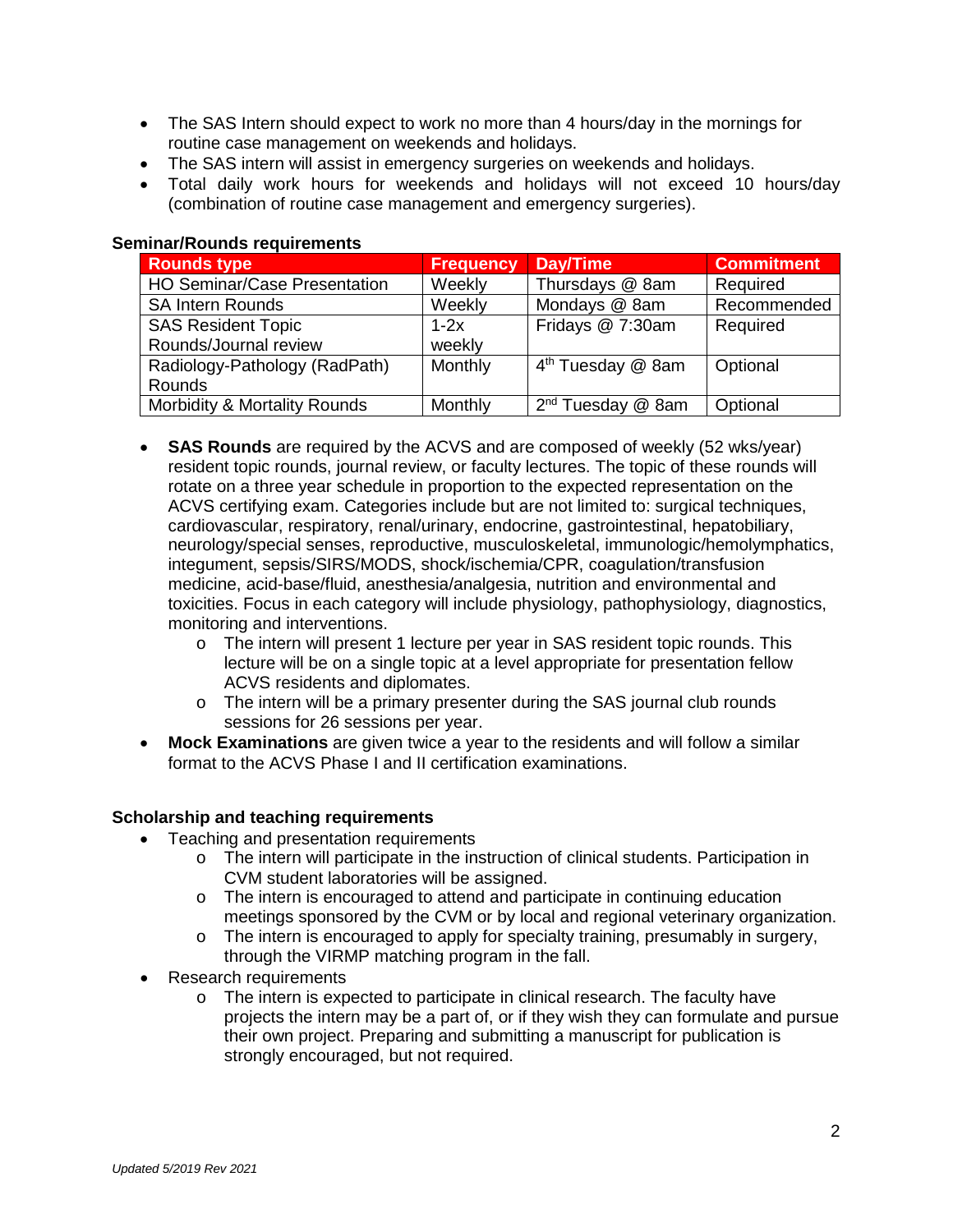- The SAS Intern should expect to work no more than 4 hours/day in the mornings for routine case management on weekends and holidays.
- The SAS intern will assist in emergency surgeries on weekends and holidays.
- Total daily work hours for weekends and holidays will not exceed 10 hours/day (combination of routine case management and emergency surgeries).

**Seminar/Rounds requirements**

| Rounds type | Frequency | Day/Time | Commitment |
|---|---|---|---|
| HO Seminar/Case Presentation | Weekly | Thursdays @ 8am | Required |
| SA Intern Rounds | Weekly | Mondays @ 8am | Recommended |
| SAS Resident Topic Rounds/Journal review | 1-2x weekly | Fridays @ 7:30am | Required |
| Radiology-Pathology (RadPath) Rounds | Monthly | 4th Tuesday @ 8am | Optional |
| Morbidity & Mortality Rounds | Monthly | 2nd Tuesday @ 8am | Optional |

- **SAS Rounds** are required by the ACVS and are composed of weekly (52 wks/year) resident topic rounds, journal review, or faculty lectures. The topic of these rounds will rotate on a three year schedule in proportion to the expected representation on the ACVS certifying exam. Categories include but are not limited to: surgical techniques, cardiovascular, respiratory, renal/urinary, endocrine, gastrointestinal, hepatobiliary, neurology/special senses, reproductive, musculoskeletal, immunologic/hemolymphatics, integument, sepsis/SIRS/MODS, shock/ischemia/CPR, coagulation/transfusion medicine, acid-base/fluid, anesthesia/analgesia, nutrition and environmental and toxicities. Focus in each category will include physiology, pathophysiology, diagnostics, monitoring and interventions.
    - The intern will present 1 lecture per year in SAS resident topic rounds. This lecture will be on a single topic at a level appropriate for presentation fellow ACVS residents and diplomates.
    - The intern will be a primary presenter during the SAS journal club rounds sessions for 26 sessions per year.
- **Mock Examinations** are given twice a year to the residents and will follow a similar format to the ACVS Phase I and II certification examinations.

**Scholarship and teaching requirements**

- Teaching and presentation requirements
    - The intern will participate in the instruction of clinical students. Participation in CVM student laboratories will be assigned.
    - The intern is encouraged to attend and participate in continuing education meetings sponsored by the CVM or by local and regional veterinary organization.
    - The intern is encouraged to apply for specialty training, presumably in surgery, through the VIRMP matching program in the fall.
- Research requirements
    - The intern is expected to participate in clinical research. The faculty have projects the intern may be a part of, or if they wish they can formulate and pursue their own project. Preparing and submitting a manuscript for publication is strongly encouraged, but not required.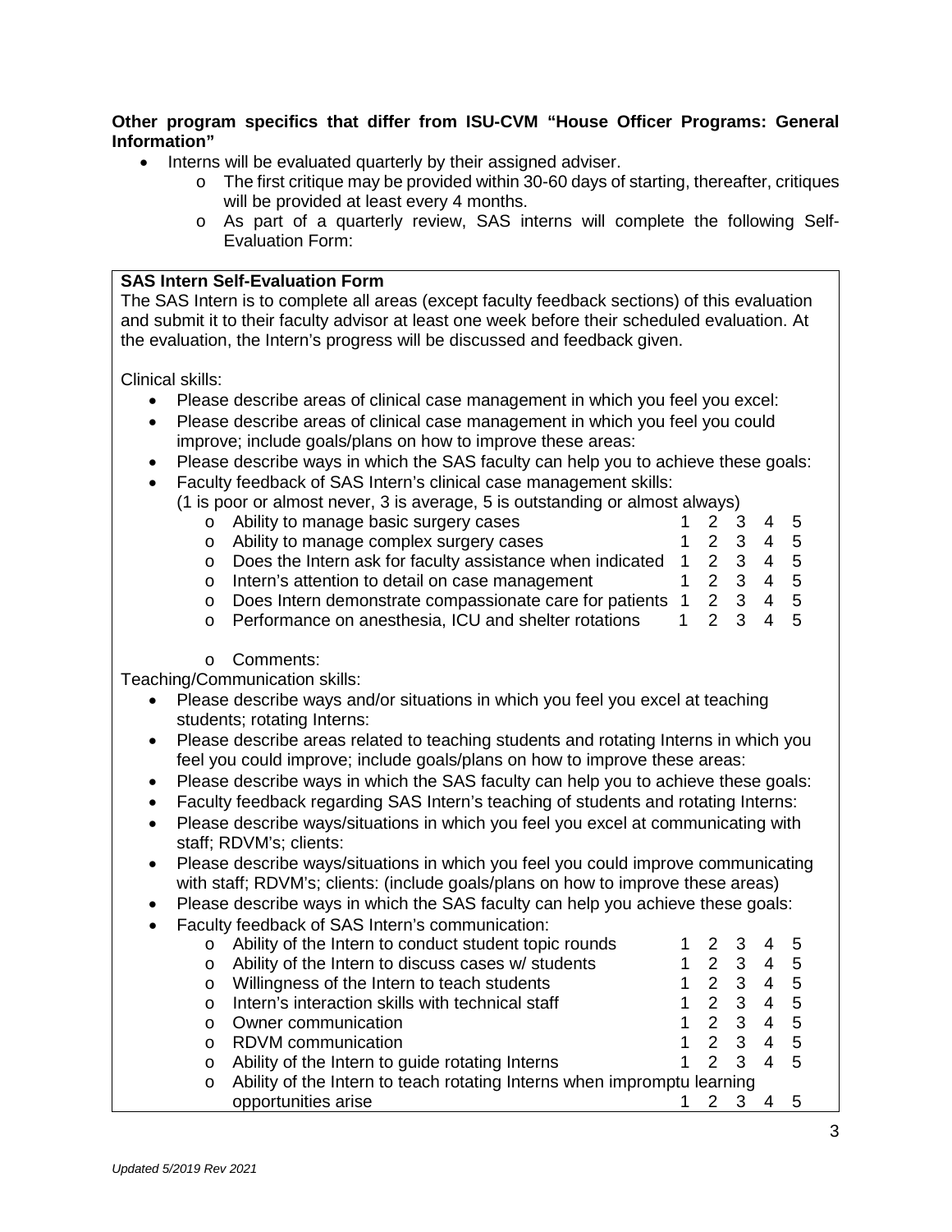**Other program specifics that differ from ISU-CVM "House Officer Programs: General Information"**

- Interns will be evaluated quarterly by their assigned adviser.
  - The first critique may be provided within 30-60 days of starting, thereafter, critiques will be provided at least every 4 months.
  - As part of a quarterly review, SAS interns will complete the following Self-Evaluation Form:

---

**SAS Intern Self-Evaluation Form**

The SAS Intern is to complete all areas (except faculty feedback sections) of this evaluation and submit it to their faculty advisor at least one week before their scheduled evaluation. At the evaluation, the Intern's progress will be discussed and feedback given.

Clinical skills:

- Please describe areas of clinical case management in which you feel you excel:
- Please describe areas of clinical case management in which you feel you could improve; include goals/plans on how to improve these areas:
- Please describe ways in which the SAS faculty can help you to achieve these goals:
- Faculty feedback of SAS Intern's clinical case management skills:
  (1 is poor or almost never, 3 is average, 5 is outstanding or almost always)
  - Ability to manage basic surgery cases 1 2 3 4 5
  - Ability to manage complex surgery cases 1 2 3 4 5
  - Does the Intern ask for faculty assistance when indicated 1 2 3 4 5
  - Intern's attention to detail on case management 1 2 3 4 5
  - Does Intern demonstrate compassionate care for patients 1 2 3 4 5
  - Performance on anesthesia, ICU and shelter rotations 1 2 3 4 5

  - Comments:

Teaching/Communication skills:

- Please describe ways and/or situations in which you feel you excel at teaching students; rotating Interns:
- Please describe areas related to teaching students and rotating Interns in which you feel you could improve; include goals/plans on how to improve these areas:
- Please describe ways in which the SAS faculty can help you to achieve these goals:
- Faculty feedback regarding SAS Intern's teaching of students and rotating Interns:
- Please describe ways/situations in which you feel you excel at communicating with staff; RDVM's; clients:
- Please describe ways/situations in which you feel you could improve communicating with staff; RDVM's; clients: (include goals/plans on how to improve these areas)
- Please describe ways in which the SAS faculty can help you achieve these goals:
- Faculty feedback of SAS Intern's communication:
  - Ability of the Intern to conduct student topic rounds 1 2 3 4 5
  - Ability of the Intern to discuss cases w/ students 1 2 3 4 5
  - Willingness of the Intern to teach students 1 2 3 4 5
  - Intern's interaction skills with technical staff 1 2 3 4 5
  - Owner communication 1 2 3 4 5
  - RDVM communication 1 2 3 4 5
  - Ability of the Intern to guide rotating Interns 1 2 3 4 5
  - Ability of the Intern to teach rotating Interns when impromptu learning opportunities arise 1 2 3 4 5

*Updated 5/2019 Rev 2021*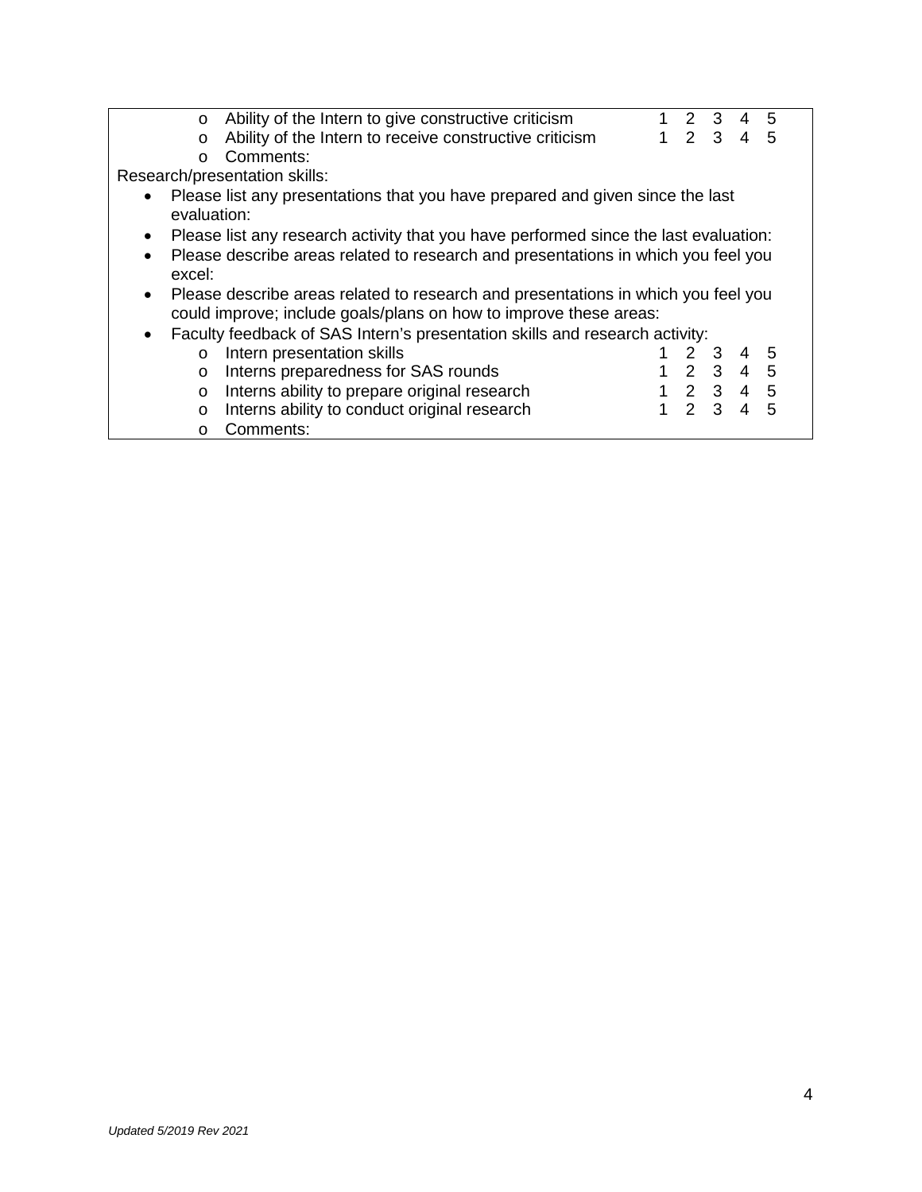- Ability of the Intern to give constructive criticism 1 2 3 4 5
- Ability of the Intern to receive constructive criticism 1 2 3 4 5
- Comments:

Research/presentation skills:

- Please list any presentations that you have prepared and given since the last evaluation:
- Please list any research activity that you have performed since the last evaluation:
- Please describe areas related to research and presentations in which you feel you excel:
- Please describe areas related to research and presentations in which you feel you could improve; include goals/plans on how to improve these areas:
- Faculty feedback of SAS Intern's presentation skills and research activity:
  - Intern presentation skills 1 2 3 4 5
  - Interns preparedness for SAS rounds 1 2 3 4 5
  - Interns ability to prepare original research 1 2 3 4 5
  - Interns ability to conduct original research 1 2 3 4 5
  - Comments:

*Updated 5/2019 Rev 2021*